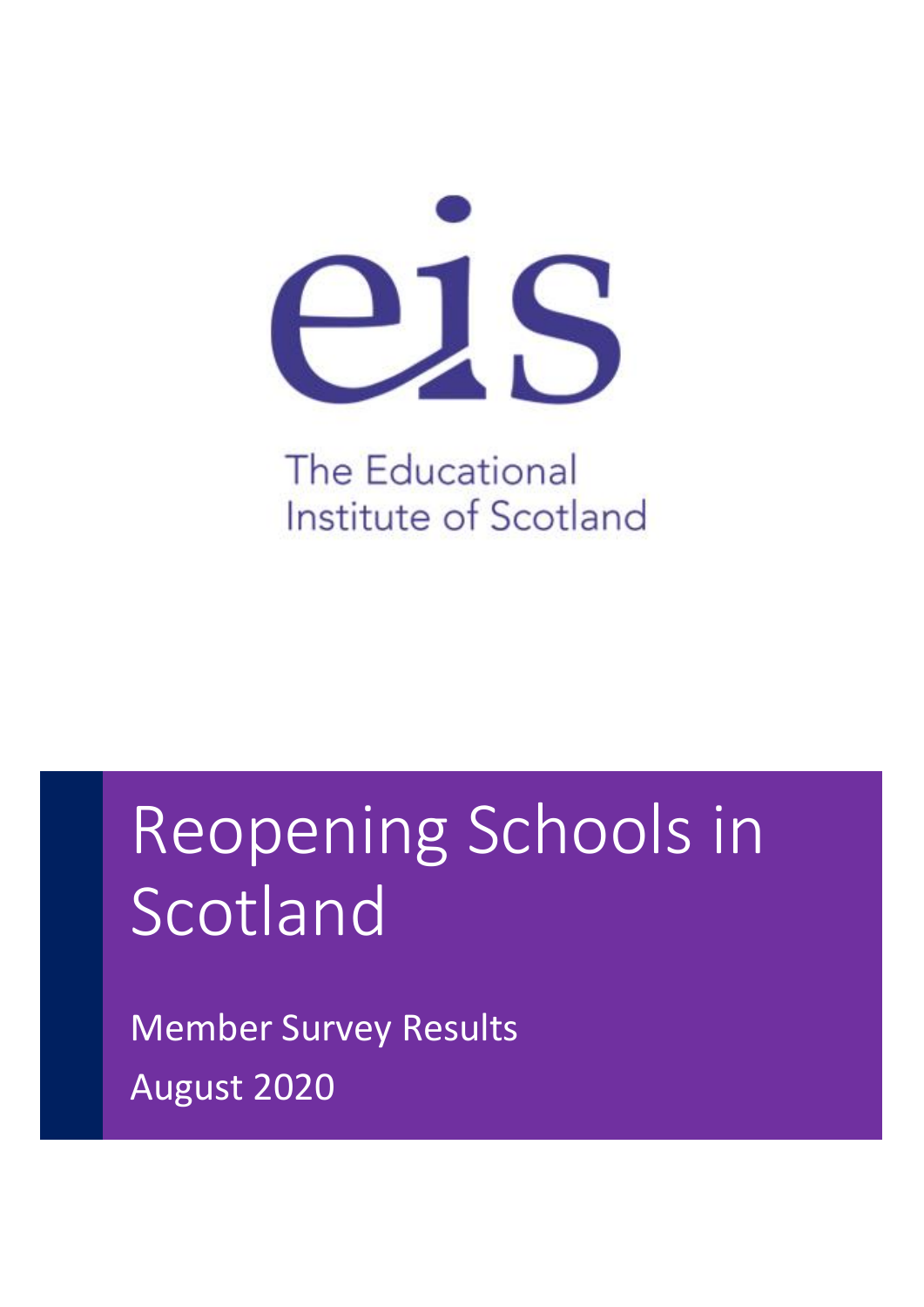eis

The Educational Institute of Scotland

# Reopening Schools in Scotland

Member Survey Results

August 2020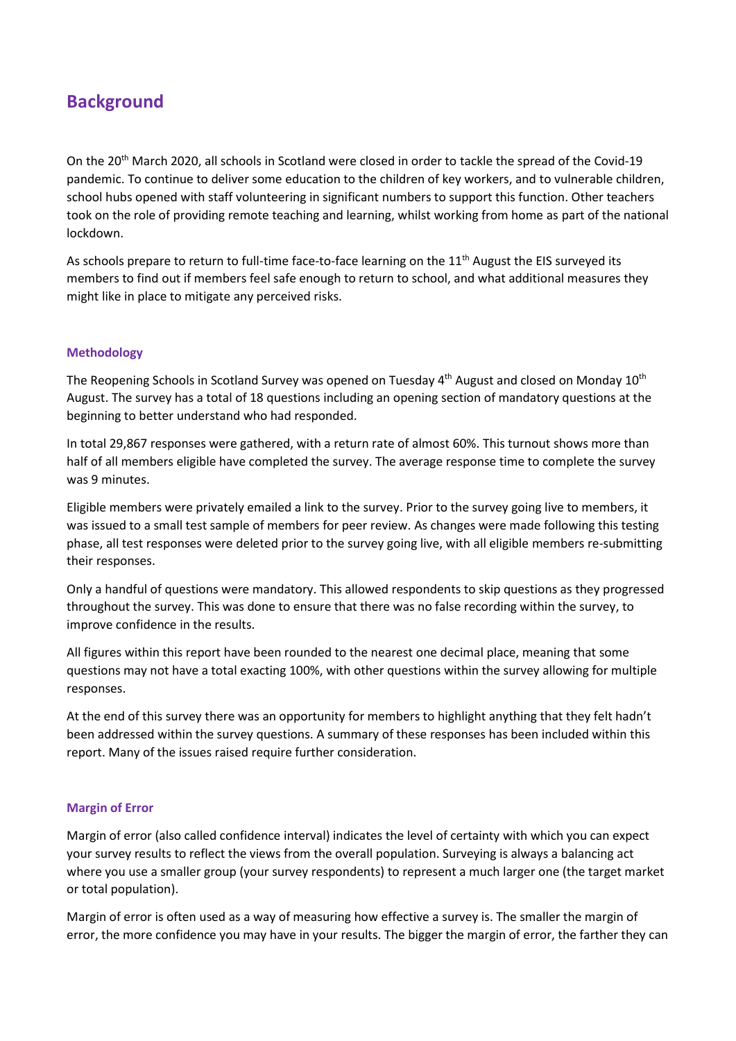## Background

On the 20th March 2020, all schools in Scotland were closed in order to tackle the spread of the Covid-19 pandemic. To continue to deliver some education to the children of key workers, and to vulnerable children, school hubs opened with staff volunteering in significant numbers to support this function. Other teachers took on the role of providing remote teaching and learning, whilst working from home as part of the national lockdown.

As schools prepare to return to full-time face-to-face learning on the 11th August the EIS surveyed its members to find out if members feel safe enough to return to school, and what additional measures they might like in place to mitigate any perceived risks.

### Methodology

The Reopening Schools in Scotland Survey was opened on Tuesday 4th August and closed on Monday 10th August. The survey has a total of 18 questions including an opening section of mandatory questions at the beginning to better understand who had responded.

In total 29,867 responses were gathered, with a return rate of almost 60%. This turnout shows more than half of all members eligible have completed the survey. The average response time to complete the survey was 9 minutes.

Eligible members were privately emailed a link to the survey. Prior to the survey going live to members, it was issued to a small test sample of members for peer review. As changes were made following this testing phase, all test responses were deleted prior to the survey going live, with all eligible members re-submitting their responses.

Only a handful of questions were mandatory. This allowed respondents to skip questions as they progressed throughout the survey. This was done to ensure that there was no false recording within the survey, to improve confidence in the results.

All figures within this report have been rounded to the nearest one decimal place, meaning that some questions may not have a total exacting 100%, with other questions within the survey allowing for multiple responses.

At the end of this survey there was an opportunity for members to highlight anything that they felt hadn't been addressed within the survey questions. A summary of these responses has been included within this report. Many of the issues raised require further consideration.

### Margin of Error

Margin of error (also called confidence interval) indicates the level of certainty with which you can expect your survey results to reflect the views from the overall population. Surveying is always a balancing act where you use a smaller group (your survey respondents) to represent a much larger one (the target market or total population).

Margin of error is often used as a way of measuring how effective a survey is. The smaller the margin of error, the more confidence you may have in your results. The bigger the margin of error, the farther they can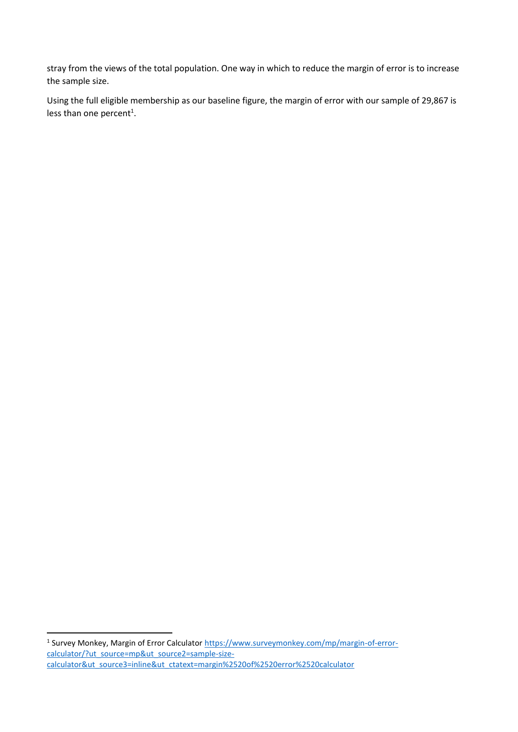stray from the views of the total population. One way in which to reduce the margin of error is to increase the sample size.

Using the full eligible membership as our baseline figure, the margin of error with our sample of 29,867 is less than one percent[1].

---

[1] Survey Monkey, Margin of Error Calculator https://www.surveymonkey.com/mp/margin-of-error-calculator/?ut_source=mp&ut_source2=sample-size-calculator&ut_source3=inline&ut_ctatext=margin%2520of%2520error%2520calculator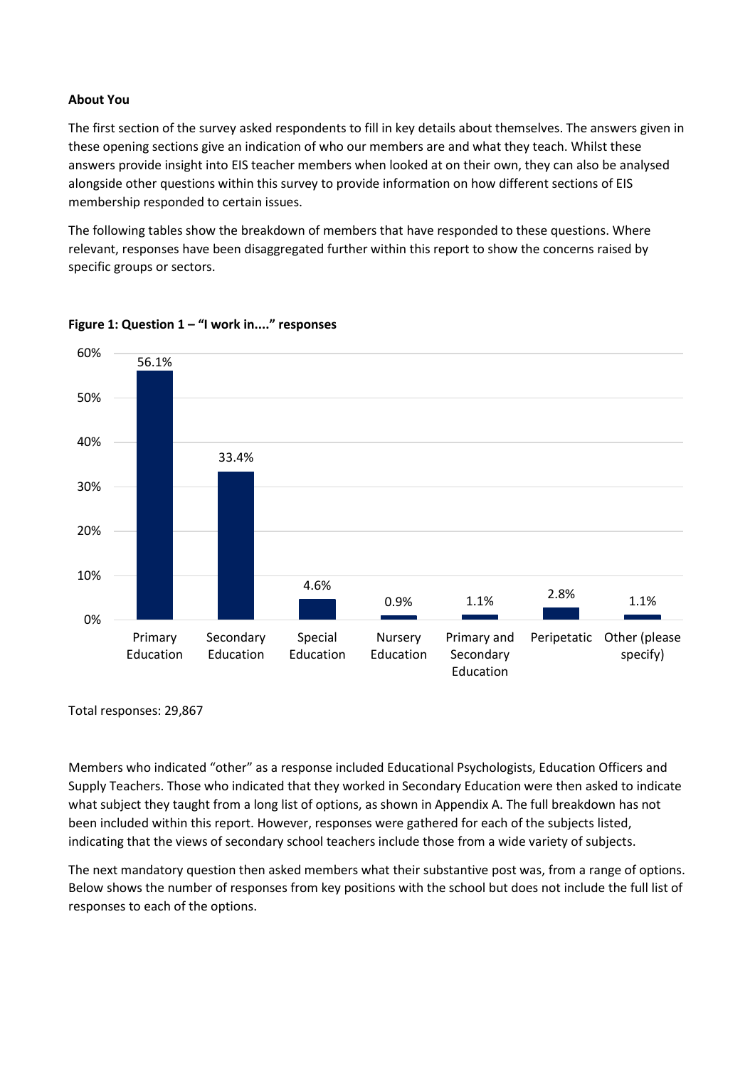**About You**

The first section of the survey asked respondents to fill in key details about themselves. The answers given in these opening sections give an indication of who our members are and what they teach. Whilst these answers provide insight into EIS teacher members when looked at on their own, they can also be analysed alongside other questions within this survey to provide information on how different sections of EIS membership responded to certain issues.

The following tables show the breakdown of members that have responded to these questions. Where relevant, responses have been disaggregated further within this report to show the concerns raised by specific groups or sectors.

**Figure 1: Question 1 – "I work in...." responses**

| I work in... | Responses |
| --- | --- |
| Primary Education | 56.1% |
| Secondary Education | 33.4% |
| Special Education | 4.6% |
| Nursery Education | 0.9% |
| Primary and Secondary Education | 1.1% |
| Peripetatic | 2.8% |
| Other (please specify) | 1.1% |

Total responses: 29,867

Members who indicated "other" as a response included Educational Psychologists, Education Officers and Supply Teachers. Those who indicated that they worked in Secondary Education were then asked to indicate what subject they taught from a long list of options, as shown in Appendix A. The full breakdown has not been included within this report. However, responses were gathered for each of the subjects listed, indicating that the views of secondary school teachers include those from a wide variety of subjects.

The next mandatory question then asked members what their substantive post was, from a range of options. Below shows the number of responses from key positions with the school but does not include the full list of responses to each of the options.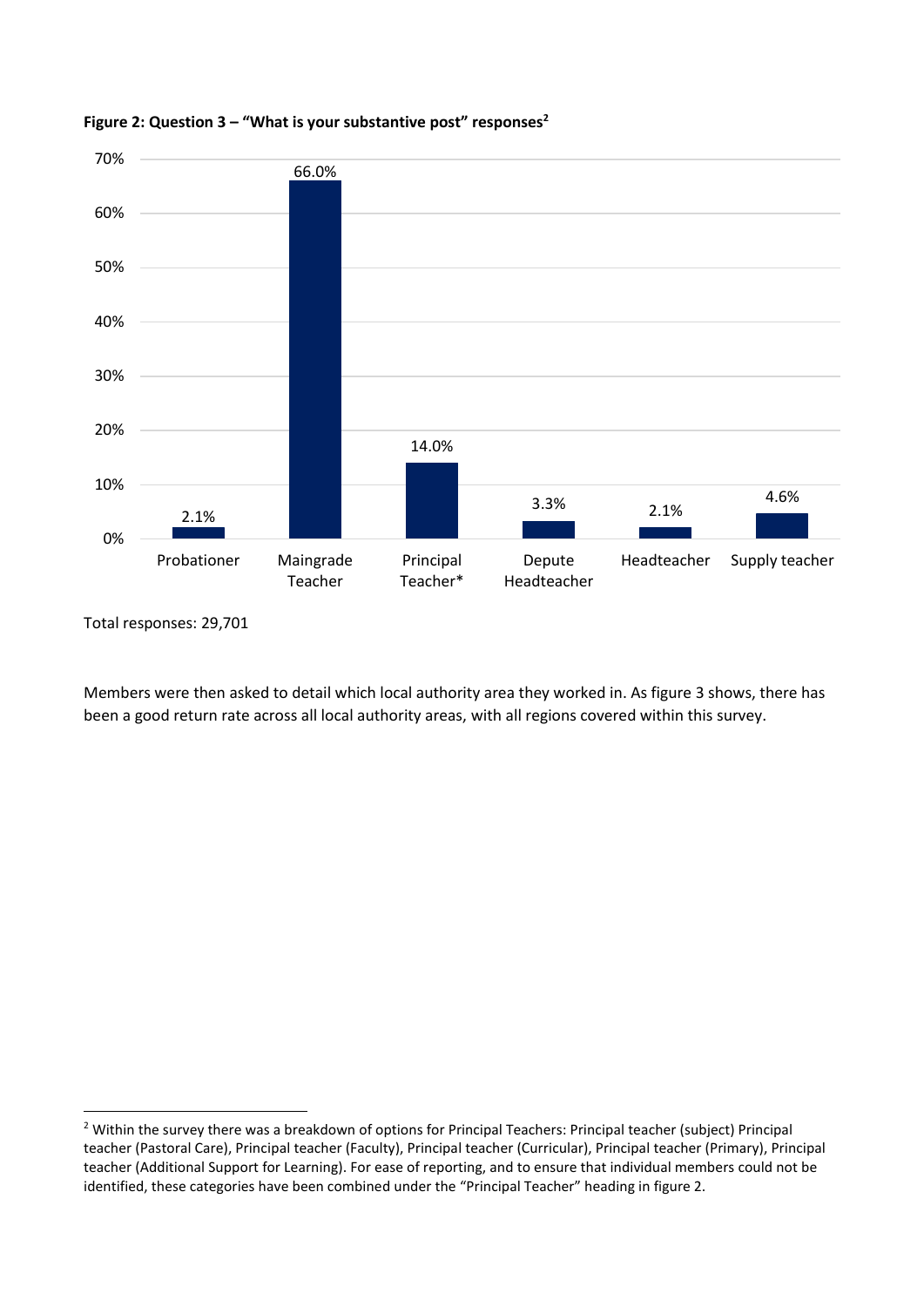**Figure 2: Question 3 – "What is your substantive post" responses[2]**

| Substantive post | Percentage |
|---|---|
| Probationer | 2.1% |
| Maingrade Teacher | 66.0% |
| Principal Teacher* | 14.0% |
| Depute Headteacher | 3.3% |
| Headteacher | 2.1% |
| Supply teacher | 4.6% |

Total responses: 29,701

Members were then asked to detail which local authority area they worked in. As figure 3 shows, there has been a good return rate across all local authority areas, with all regions covered within this survey.

[2] Within the survey there was a breakdown of options for Principal Teachers: Principal teacher (subject) Principal teacher (Pastoral Care), Principal teacher (Faculty), Principal teacher (Curricular), Principal teacher (Primary), Principal teacher (Additional Support for Learning). For ease of reporting, and to ensure that individual members could not be identified, these categories have been combined under the "Principal Teacher" heading in figure 2.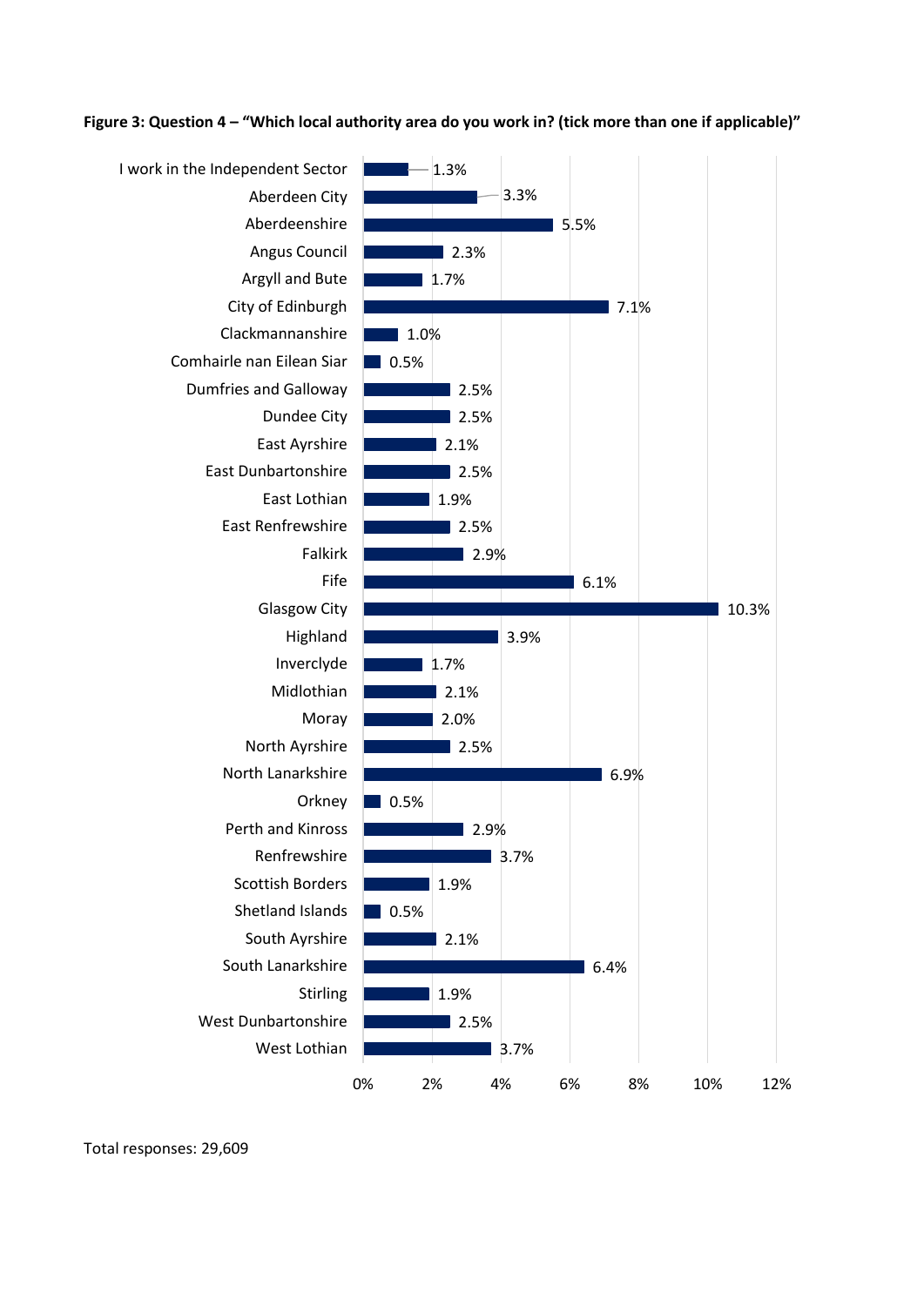**Figure 3: Question 4 – "Which local authority area do you work in? (tick more than one if applicable)"**

| Local authority area | Percentage |
|---|---|
| I work in the Independent Sector | 1.3% |
| Aberdeen City | 3.3% |
| Aberdeenshire | 5.5% |
| Angus Council | 2.3% |
| Argyll and Bute | 1.7% |
| City of Edinburgh | 7.1% |
| Clackmannanshire | 1.0% |
| Comhairle nan Eilean Siar | 0.5% |
| Dumfries and Galloway | 2.5% |
| Dundee City | 2.5% |
| East Ayrshire | 2.1% |
| East Dunbartonshire | 2.5% |
| East Lothian | 1.9% |
| East Renfrewshire | 2.5% |
| Falkirk | 2.9% |
| Fife | 6.1% |
| Glasgow City | 10.3% |
| Highland | 3.9% |
| Inverclyde | 1.7% |
| Midlothian | 2.1% |
| Moray | 2.0% |
| North Ayrshire | 2.5% |
| North Lanarkshire | 6.9% |
| Orkney | 0.5% |
| Perth and Kinross | 2.9% |
| Renfrewshire | 3.7% |
| Scottish Borders | 1.9% |
| Shetland Islands | 0.5% |
| South Ayrshire | 2.1% |
| South Lanarkshire | 6.4% |
| Stirling | 1.9% |
| West Dunbartonshire | 2.5% |
| West Lothian | 3.7% |

Total responses: 29,609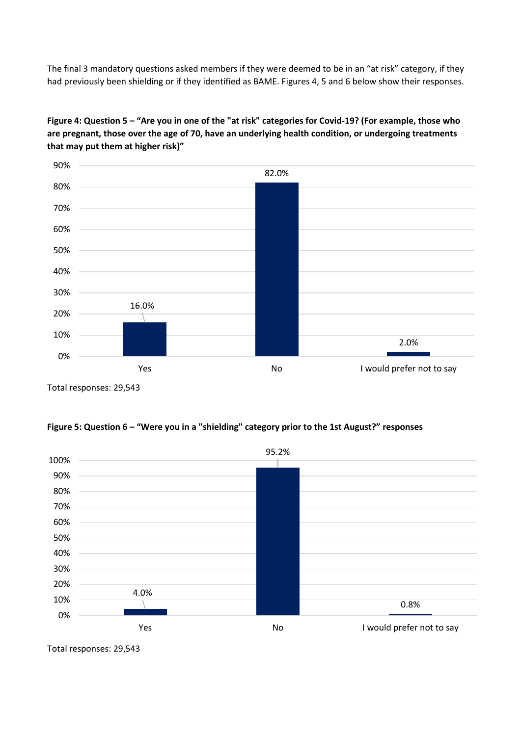The final 3 mandatory questions asked members if they were deemed to be in an "at risk" category, if they had previously been shielding or if they identified as BAME. Figures 4, 5 and 6 below show their responses.

**Figure 4: Question 5 – "Are you in one of the "at risk" categories for Covid-19? (For example, those who are pregnant, those over the age of 70, have an underlying health condition, or undergoing treatments that may put them at higher risk)"**

| Response | Percentage |
|---|---|
| Yes | 16.0% |
| No | 82.0% |
| I would prefer not to say | 2.0% |

Total responses: 29,543

**Figure 5: Question 6 – "Were you in a "shielding" category prior to the 1st August?" responses**

| Response | Percentage |
|---|---|
| Yes | 4.0% |
| No | 95.2% |
| I would prefer not to say | 0.8% |

Total responses: 29,543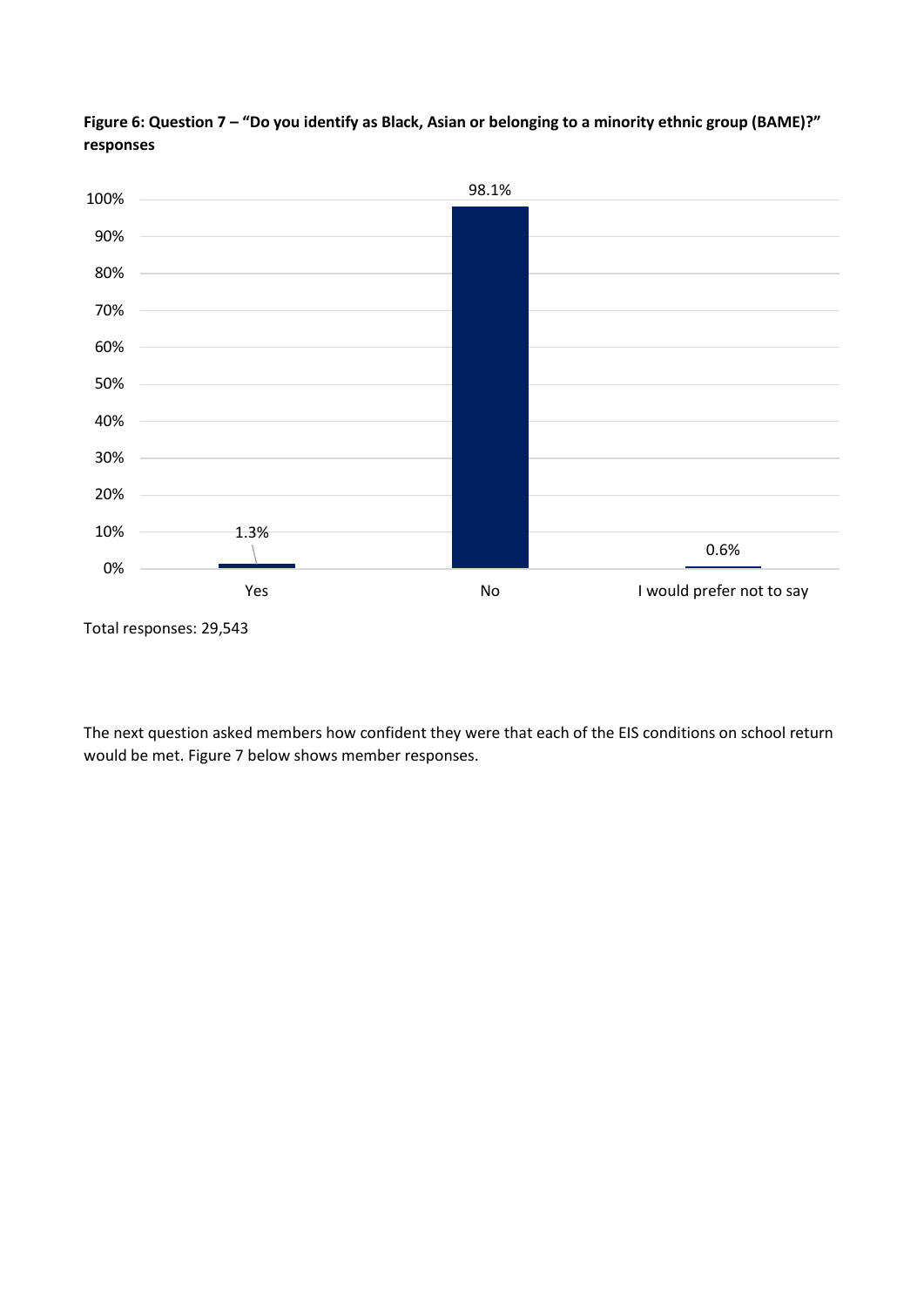**Figure 6: Question 7 – "Do you identify as Black, Asian or belonging to a minority ethnic group (BAME)?" responses**

| Response | Percentage |
|---|---|
| Yes | 1.3% |
| No | 98.1% |
| I would prefer not to say | 0.6% |

Total responses: 29,543

The next question asked members how confident they were that each of the EIS conditions on school return would be met. Figure 7 below shows member responses.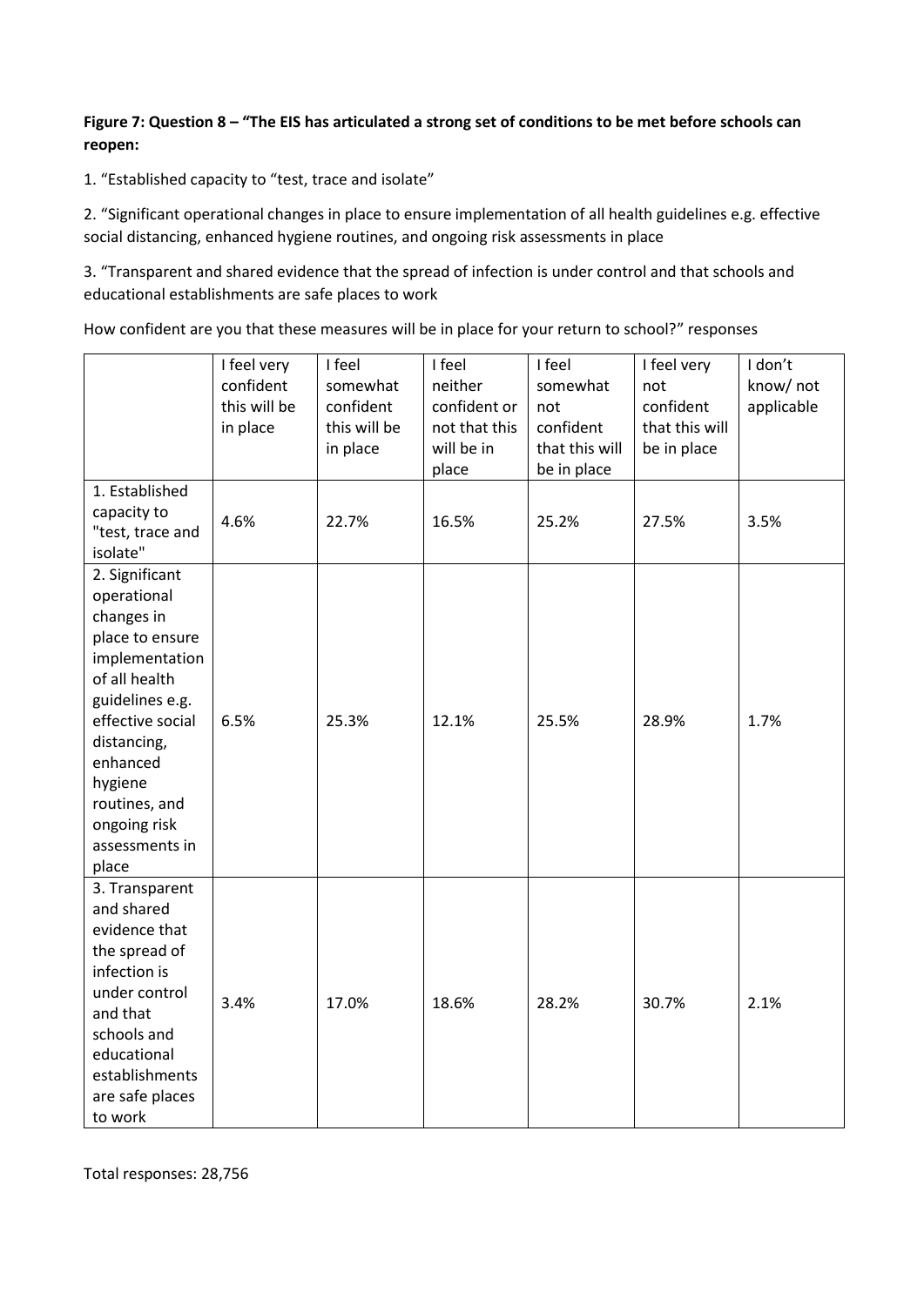**Figure 7: Question 8 – "The EIS has articulated a strong set of conditions to be met before schools can reopen:**

1. "Established capacity to "test, trace and isolate"

2. "Significant operational changes in place to ensure implementation of all health guidelines e.g. effective social distancing, enhanced hygiene routines, and ongoing risk assessments in place

3. "Transparent and shared evidence that the spread of infection is under control and that schools and educational establishments are safe places to work

How confident are you that these measures will be in place for your return to school?" responses

| | I feel very confident this will be in place | I feel somewhat confident this will be in place | I feel neither confident or not that this will be in place | I feel somewhat not confident that this will be in place | I feel very not confident that this will be in place | I don't know/ not applicable |
|---|---|---|---|---|---|---|
| 1. Established capacity to "test, trace and isolate" | 4.6% | 22.7% | 16.5% | 25.2% | 27.5% | 3.5% |
| 2. Significant operational changes in place to ensure implementation of all health guidelines e.g. effective social distancing, enhanced hygiene routines, and ongoing risk assessments in place | 6.5% | 25.3% | 12.1% | 25.5% | 28.9% | 1.7% |
| 3. Transparent and shared evidence that the spread of infection is under control and that schools and educational establishments are safe places to work | 3.4% | 17.0% | 18.6% | 28.2% | 30.7% | 2.1% |

Total responses: 28,756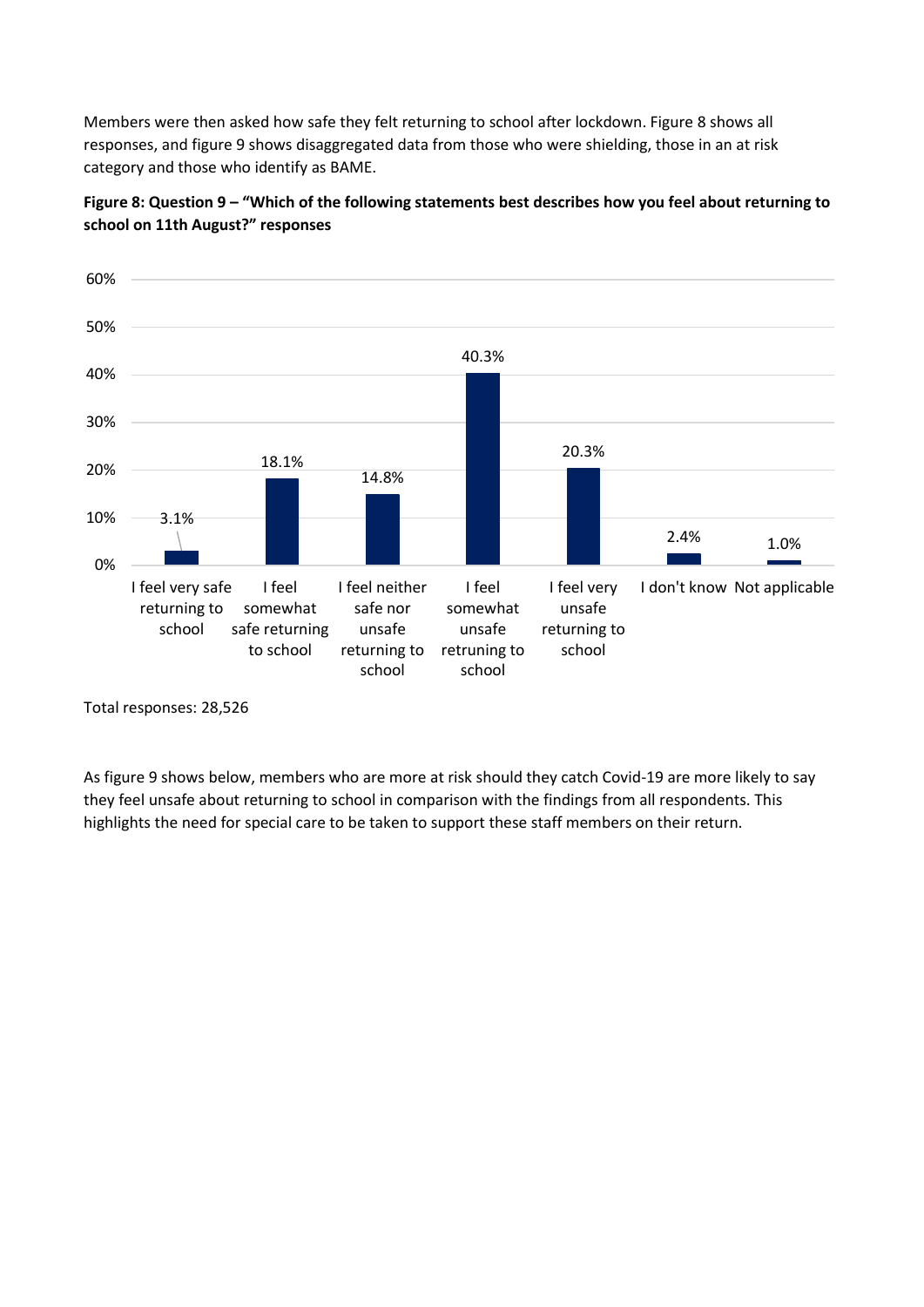Members were then asked how safe they felt returning to school after lockdown. Figure 8 shows all responses, and figure 9 shows disaggregated data from those who were shielding, those in an at risk category and those who identify as BAME.

**Figure 8: Question 9 – "Which of the following statements best describes how you feel about returning to school on 11th August?" responses**

| Response | Percentage |
|---|---|
| I feel very safe returning to school | 3.1% |
| I feel somewhat safe returning to school | 18.1% |
| I feel neither safe nor unsafe returning to school | 14.8% |
| I feel somewhat unsafe retruning to school | 40.3% |
| I feel very unsafe returning to school | 20.3% |
| I don't know | 2.4% |
| Not applicable | 1.0% |

Total responses: 28,526

As figure 9 shows below, members who are more at risk should they catch Covid-19 are more likely to say they feel unsafe about returning to school in comparison with the findings from all respondents. This highlights the need for special care to be taken to support these staff members on their return.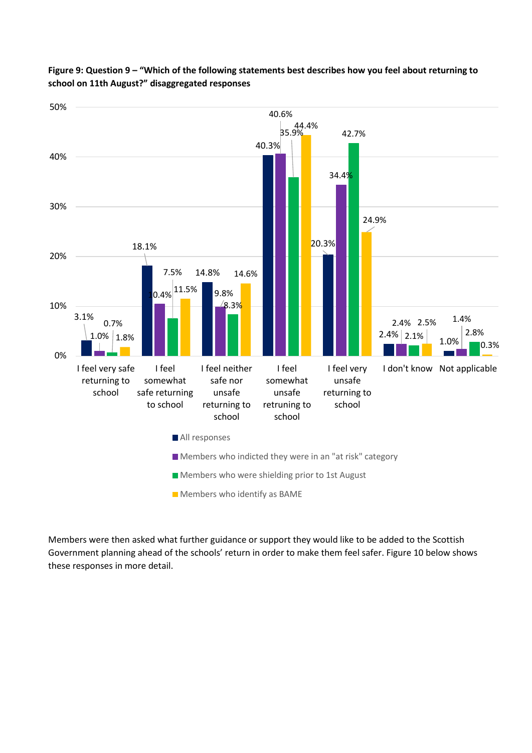**Figure 9: Question 9 – "Which of the following statements best describes how you feel about returning to school on 11th August?" disaggregated responses**

| Response | All responses | Members who indicted they were in an "at risk" category | Members who were shielding prior to 1st August | Members who identify as BAME |
|---|---|---|---|---|
| I feel very safe returning to school | 3.1% | 1.0% | 0.7% | 1.8% |
| I feel somewhat safe returning to school | 18.1% | 10.4% | 7.5% | 11.5% |
| I feel neither safe nor unsafe returning to school | 14.8% | 9.8% | 8.3% | 14.6% |
| I feel somewhat unsafe retruning to school | 40.3% | 40.6% | 35.9% | 44.4% |
| I feel very unsafe returning to school | 20.3% | 34.4% | 42.7% | 24.9% |
| I don't know | 2.4% | 2.4% | 2.1% | 2.5% |
| Not applicable | 1.0% | 1.4% | 2.8% | 0.3% |

Members were then asked what further guidance or support they would like to be added to the Scottish Government planning ahead of the schools' return in order to make them feel safer. Figure 10 below shows these responses in more detail.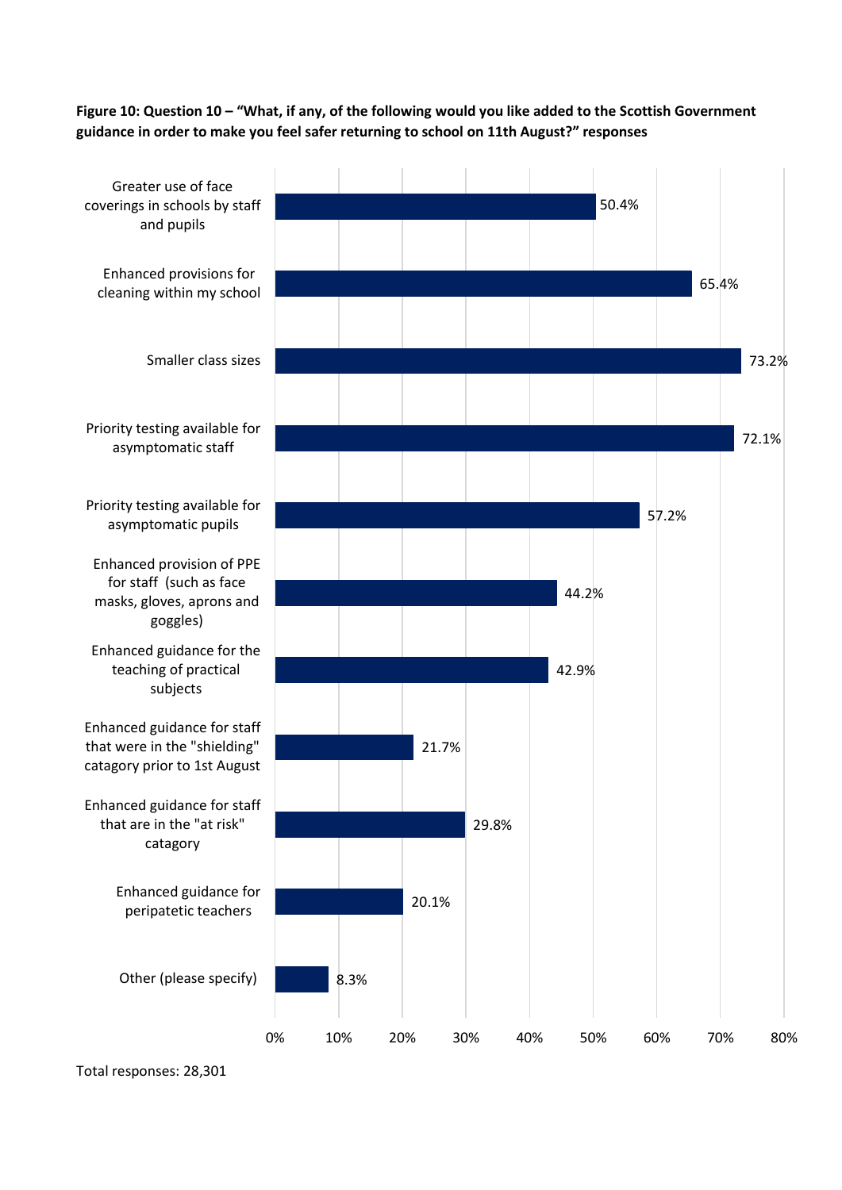**Figure 10: Question 10 – "What, if any, of the following would you like added to the Scottish Government guidance in order to make you feel safer returning to school on 11th August?" responses**

| Response | Percentage |
|---|---|
| Greater use of face coverings in schools by staff and pupils | 50.4% |
| Enhanced provisions for cleaning within my school | 65.4% |
| Smaller class sizes | 73.2% |
| Priority testing available for asymptomatic staff | 72.1% |
| Priority testing available for asymptomatic pupils | 57.2% |
| Enhanced provision of PPE for staff (such as face masks, gloves, aprons and goggles) | 44.2% |
| Enhanced guidance for the teaching of practical subjects | 42.9% |
| Enhanced guidance for staff that were in the "shielding" catagory prior to 1st August | 21.7% |
| Enhanced guidance for staff that are in the "at risk" catagory | 29.8% |
| Enhanced guidance for peripatetic teachers | 20.1% |
| Other (please specify) | 8.3% |

Total responses: 28,301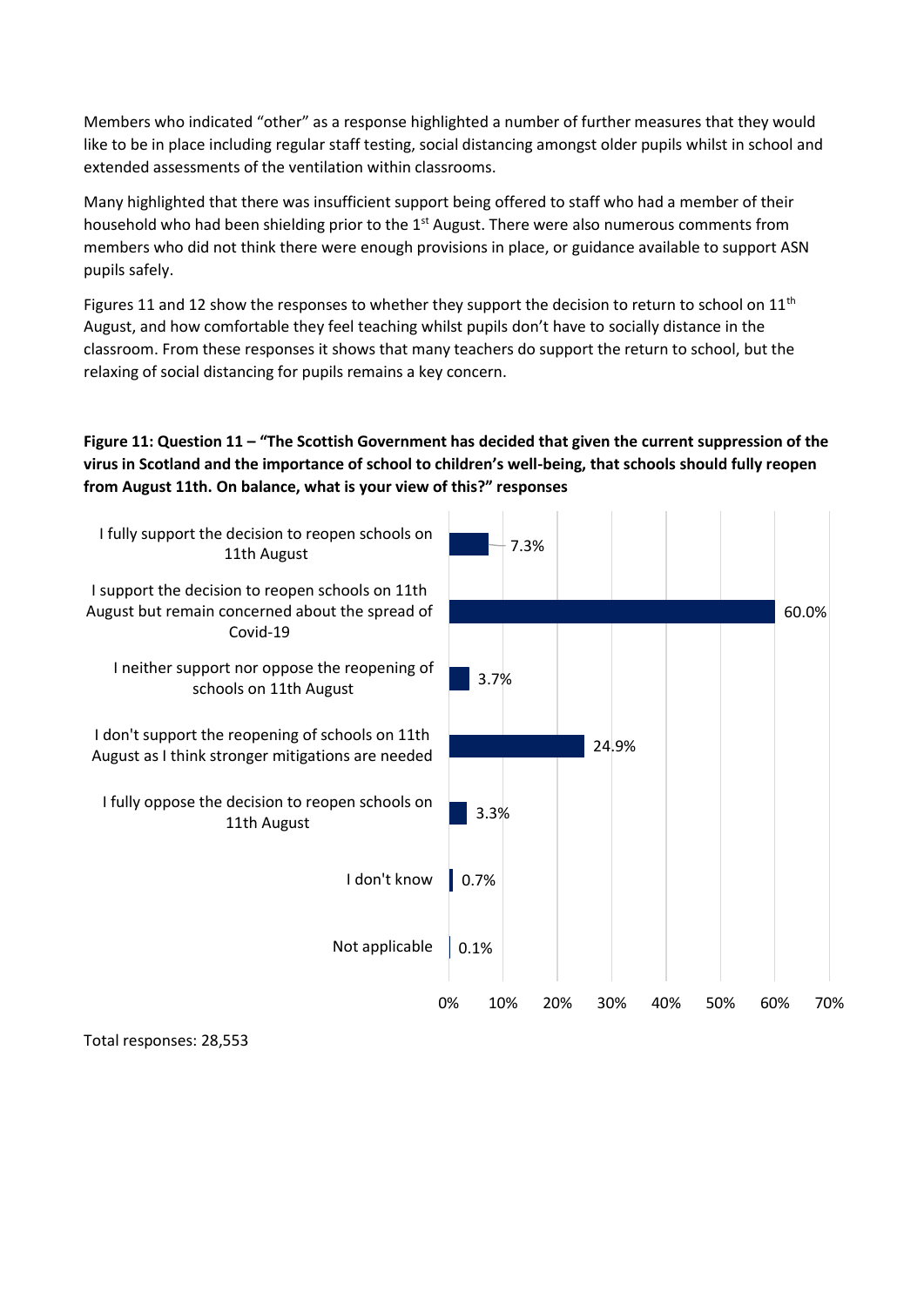Members who indicated "other" as a response highlighted a number of further measures that they would like to be in place including regular staff testing, social distancing amongst older pupils whilst in school and extended assessments of the ventilation within classrooms.

Many highlighted that there was insufficient support being offered to staff who had a member of their household who had been shielding prior to the 1st August. There were also numerous comments from members who did not think there were enough provisions in place, or guidance available to support ASN pupils safely.

Figures 11 and 12 show the responses to whether they support the decision to return to school on 11th August, and how comfortable they feel teaching whilst pupils don't have to socially distance in the classroom. From these responses it shows that many teachers do support the return to school, but the relaxing of social distancing for pupils remains a key concern.

**Figure 11: Question 11 – "The Scottish Government has decided that given the current suppression of the virus in Scotland and the importance of school to children's well-being, that schools should fully reopen from August 11th. On balance, what is your view of this?" responses**

| Response | Percentage |
|---|---|
| I fully support the decision to reopen schools on 11th August | 7.3% |
| I support the decision to reopen schools on 11th August but remain concerned about the spread of Covid-19 | 60.0% |
| I neither support nor oppose the reopening of schools on 11th August | 3.7% |
| I don't support the reopening of schools on 11th August as I think stronger mitigations are needed | 24.9% |
| I fully oppose the decision to reopen schools on 11th August | 3.3% |
| I don't know | 0.7% |
| Not applicable | 0.1% |

Total responses: 28,553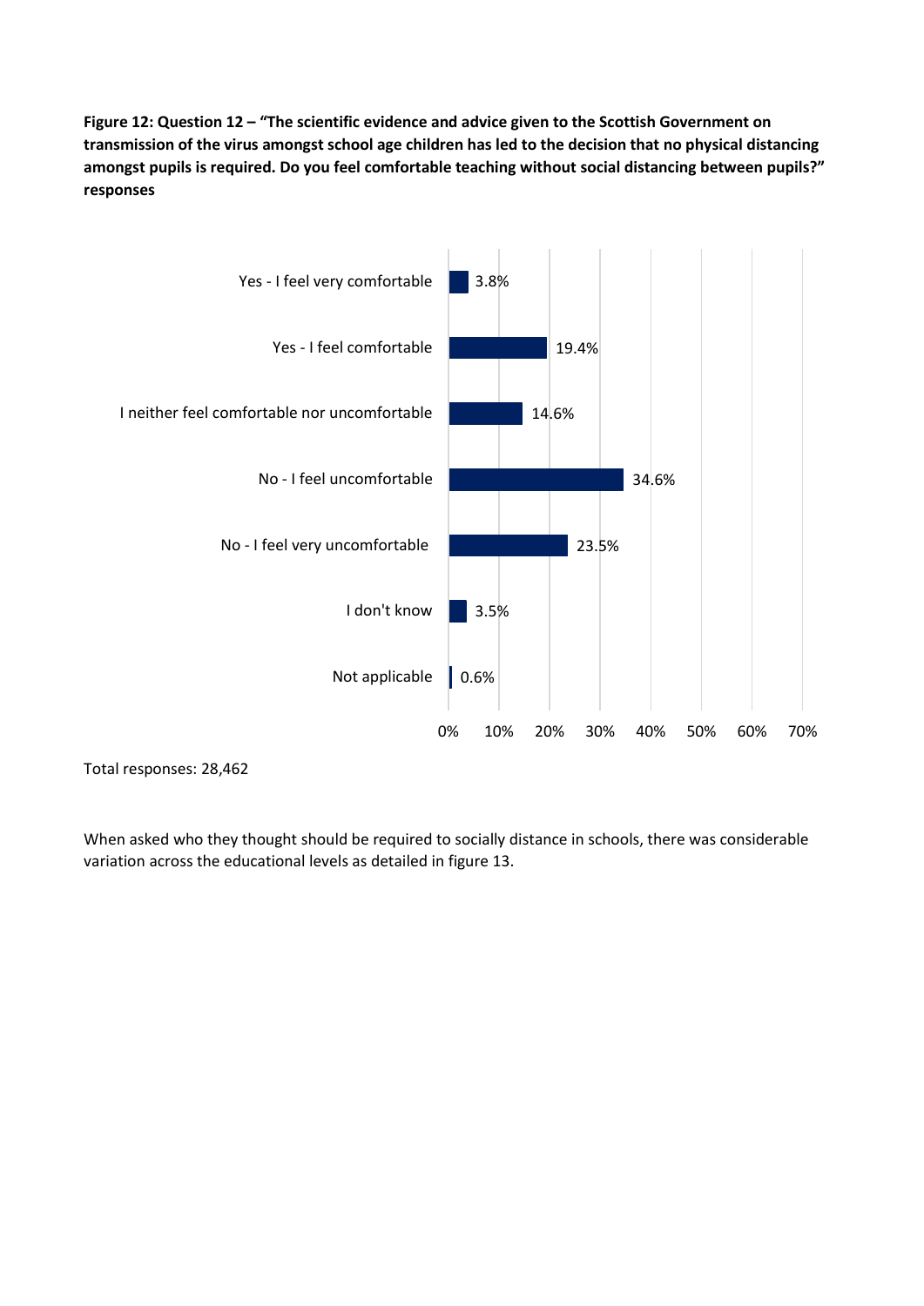**Figure 12: Question 12 – "The scientific evidence and advice given to the Scottish Government on transmission of the virus amongst school age children has led to the decision that no physical distancing amongst pupils is required. Do you feel comfortable teaching without social distancing between pupils?" responses**

| Response | Percentage |
|---|---|
| Yes - I feel very comfortable | 3.8% |
| Yes - I feel comfortable | 19.4% |
| I neither feel comfortable nor uncomfortable | 14.6% |
| No - I feel uncomfortable | 34.6% |
| No - I feel very uncomfortable | 23.5% |
| I don't know | 3.5% |
| Not applicable | 0.6% |

Total responses: 28,462

When asked who they thought should be required to socially distance in schools, there was considerable variation across the educational levels as detailed in figure 13.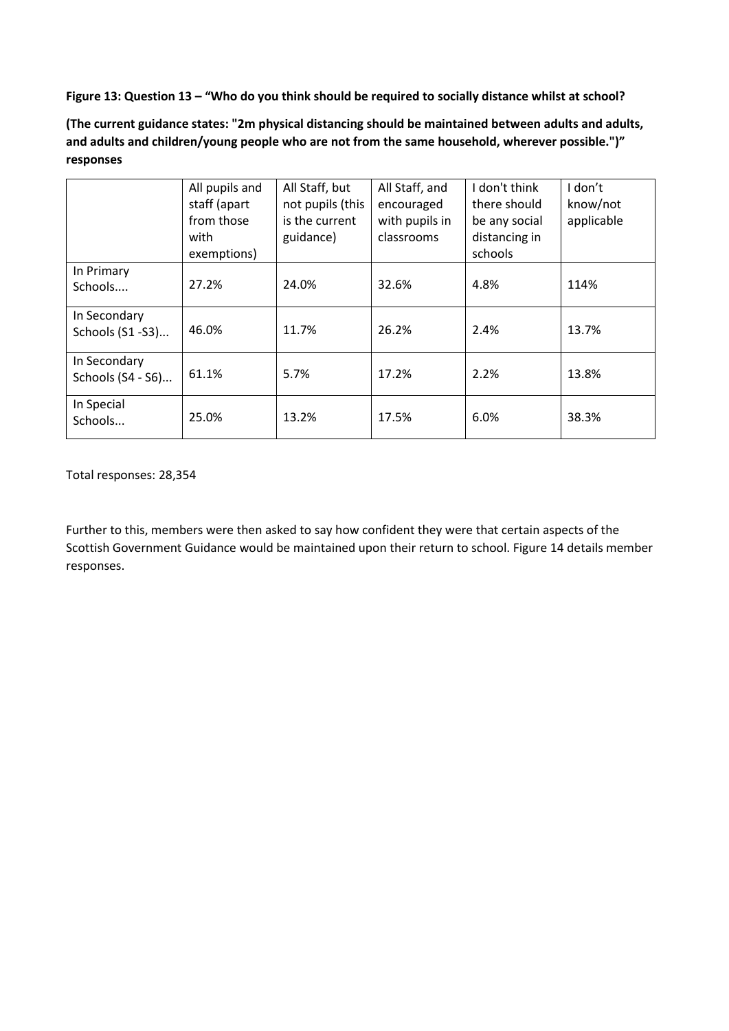**Figure 13: Question 13 – "Who do you think should be required to socially distance whilst at school?**

**(The current guidance states: "2m physical distancing should be maintained between adults and adults, and adults and children/young people who are not from the same household, wherever possible.")" responses**

| | All pupils and staff (apart from those with exemptions) | All Staff, but not pupils (this is the current guidance) | All Staff, and encouraged with pupils in classrooms | I don't think there should be any social distancing in schools | I don't know/not applicable |
|---|---|---|---|---|---|
| In Primary Schools.... | 27.2% | 24.0% | 32.6% | 4.8% | 114% |
| In Secondary Schools (S1 -S3)... | 46.0% | 11.7% | 26.2% | 2.4% | 13.7% |
| In Secondary Schools (S4 - S6)... | 61.1% | 5.7% | 17.2% | 2.2% | 13.8% |
| In Special Schools... | 25.0% | 13.2% | 17.5% | 6.0% | 38.3% |

Total responses: 28,354

Further to this, members were then asked to say how confident they were that certain aspects of the Scottish Government Guidance would be maintained upon their return to school. Figure 14 details member responses.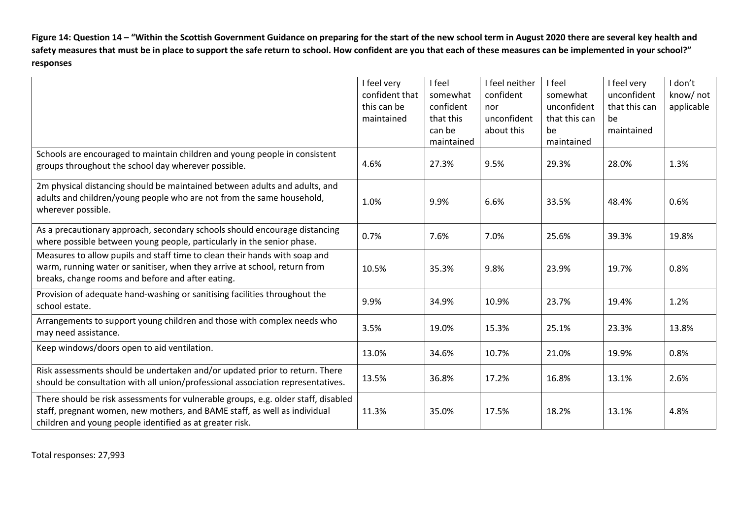**Figure 14: Question 14 – "Within the Scottish Government Guidance on preparing for the start of the new school term in August 2020 there are several key health and safety measures that must be in place to support the safe return to school. How confident are you that each of these measures can be implemented in your school?" responses**

| | I feel very confident that this can be maintained | I feel somewhat confident that this can be maintained | I feel neither confident nor unconfident about this | I feel somewhat unconfident that this can be maintained | I feel very unconfident that this can be maintained | I don't know/ not applicable |
|---|---|---|---|---|---|---|
| Schools are encouraged to maintain children and young people in consistent groups throughout the school day wherever possible. | 4.6% | 27.3% | 9.5% | 29.3% | 28.0% | 1.3% |
| 2m physical distancing should be maintained between adults and adults, and adults and children/young people who are not from the same household, wherever possible. | 1.0% | 9.9% | 6.6% | 33.5% | 48.4% | 0.6% |
| As a precautionary approach, secondary schools should encourage distancing where possible between young people, particularly in the senior phase. | 0.7% | 7.6% | 7.0% | 25.6% | 39.3% | 19.8% |
| Measures to allow pupils and staff time to clean their hands with soap and warm, running water or sanitiser, when they arrive at school, return from breaks, change rooms and before and after eating. | 10.5% | 35.3% | 9.8% | 23.9% | 19.7% | 0.8% |
| Provision of adequate hand-washing or sanitising facilities throughout the school estate. | 9.9% | 34.9% | 10.9% | 23.7% | 19.4% | 1.2% |
| Arrangements to support young children and those with complex needs who may need assistance. | 3.5% | 19.0% | 15.3% | 25.1% | 23.3% | 13.8% |
| Keep windows/doors open to aid ventilation. | 13.0% | 34.6% | 10.7% | 21.0% | 19.9% | 0.8% |
| Risk assessments should be undertaken and/or updated prior to return. There should be consultation with all union/professional association representatives. | 13.5% | 36.8% | 17.2% | 16.8% | 13.1% | 2.6% |
| There should be risk assessments for vulnerable groups, e.g. older staff, disabled staff, pregnant women, new mothers, and BAME staff, as well as individual children and young people identified as at greater risk. | 11.3% | 35.0% | 17.5% | 18.2% | 13.1% | 4.8% |

Total responses: 27,993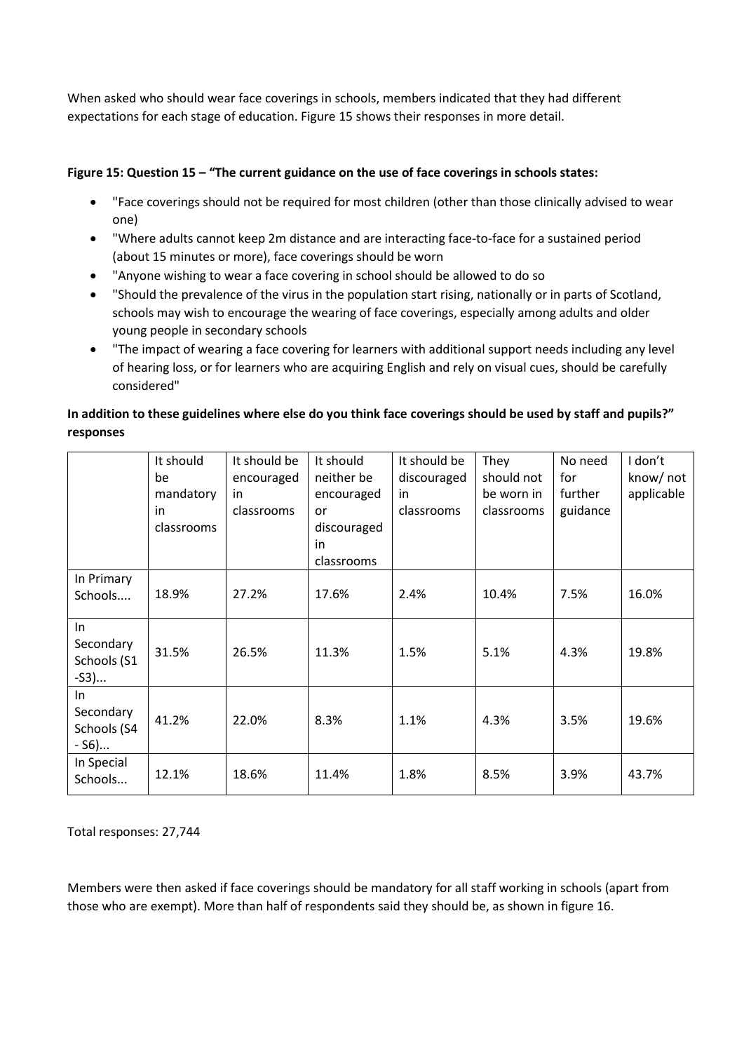When asked who should wear face coverings in schools, members indicated that they had different expectations for each stage of education. Figure 15 shows their responses in more detail.

**Figure 15: Question 15 – "The current guidance on the use of face coverings in schools states:**

- "Face coverings should not be required for most children (other than those clinically advised to wear one)
- "Where adults cannot keep 2m distance and are interacting face-to-face for a sustained period (about 15 minutes or more), face coverings should be worn
- "Anyone wishing to wear a face covering in school should be allowed to do so
- "Should the prevalence of the virus in the population start rising, nationally or in parts of Scotland, schools may wish to encourage the wearing of face coverings, especially among adults and older young people in secondary schools
- "The impact of wearing a face covering for learners with additional support needs including any level of hearing loss, or for learners who are acquiring English and rely on visual cues, should be carefully considered"

**In addition to these guidelines where else do you think face coverings should be used by staff and pupils?" responses**

| | It should be mandatory in classrooms | It should be encouraged in classrooms | It should neither be encouraged or discouraged in classrooms | It should be discouraged in classrooms | They should not be worn in classrooms | No need for further guidance | I don't know/ not applicable |
|---|---|---|---|---|---|---|---|
| In Primary Schools.... | 18.9% | 27.2% | 17.6% | 2.4% | 10.4% | 7.5% | 16.0% |
| In Secondary Schools (S1 -S3)... | 31.5% | 26.5% | 11.3% | 1.5% | 5.1% | 4.3% | 19.8% |
| In Secondary Schools (S4 - S6)... | 41.2% | 22.0% | 8.3% | 1.1% | 4.3% | 3.5% | 19.6% |
| In Special Schools... | 12.1% | 18.6% | 11.4% | 1.8% | 8.5% | 3.9% | 43.7% |

Total responses: 27,744

Members were then asked if face coverings should be mandatory for all staff working in schools (apart from those who are exempt). More than half of respondents said they should be, as shown in figure 16.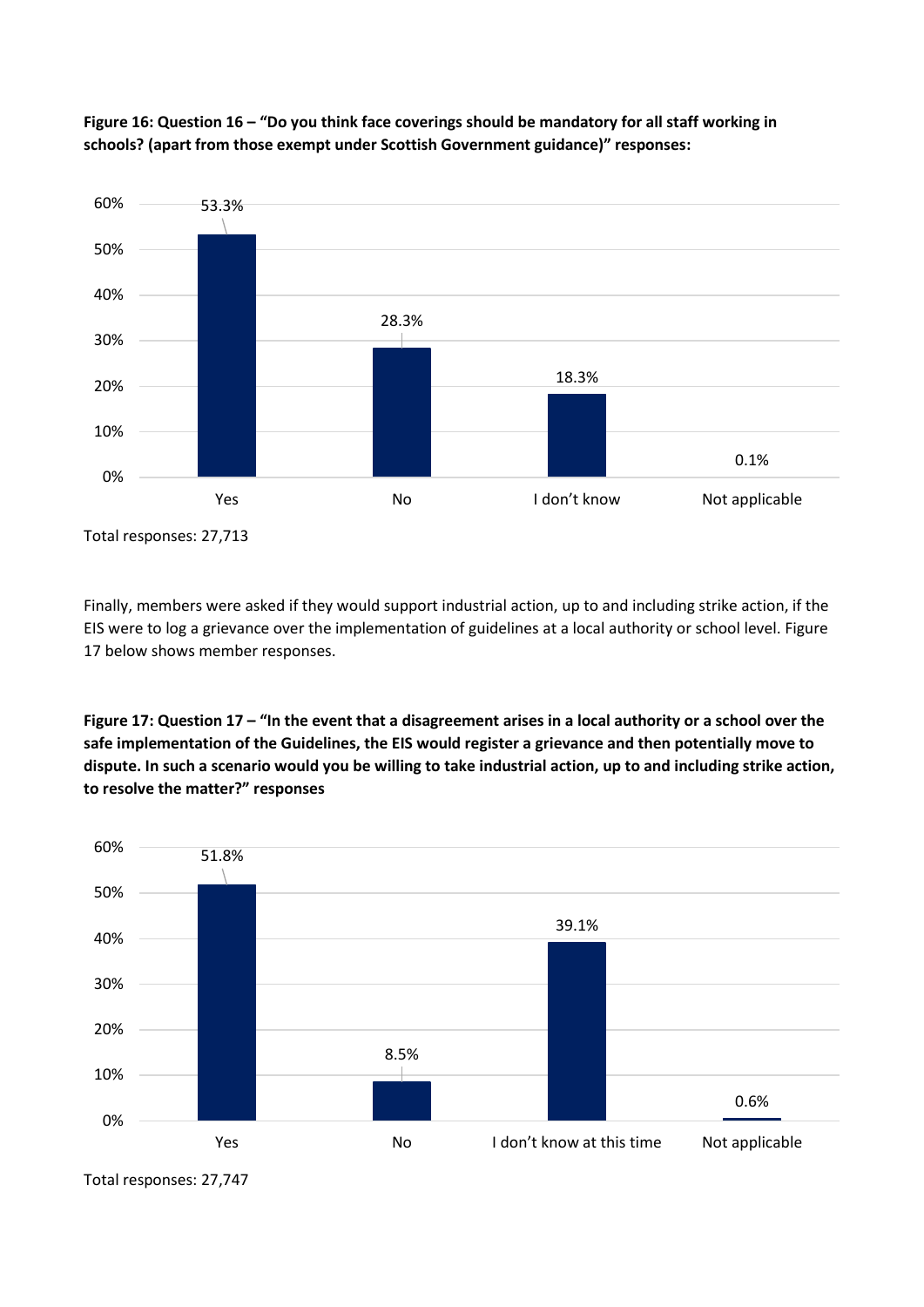**Figure 16: Question 16 – "Do you think face coverings should be mandatory for all staff working in schools? (apart from those exempt under Scottish Government guidance)" responses:**

| Response | Percentage |
|---|---|
| Yes | 53.3% |
| No | 28.3% |
| I don't know | 18.3% |
| Not applicable | 0.1% |

Total responses: 27,713

Finally, members were asked if they would support industrial action, up to and including strike action, if the EIS were to log a grievance over the implementation of guidelines at a local authority or school level. Figure 17 below shows member responses.

**Figure 17: Question 17 – "In the event that a disagreement arises in a local authority or a school over the safe implementation of the Guidelines, the EIS would register a grievance and then potentially move to dispute. In such a scenario would you be willing to take industrial action, up to and including strike action, to resolve the matter?" responses**

| Response | Percentage |
|---|---|
| Yes | 51.8% |
| No | 8.5% |
| I don't know at this time | 39.1% |
| Not applicable | 0.6% |

Total responses: 27,747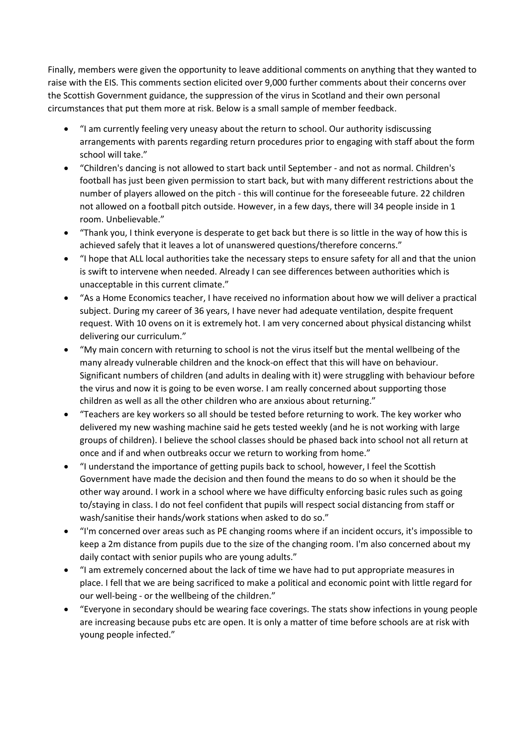Finally, members were given the opportunity to leave additional comments on anything that they wanted to raise with the EIS. This comments section elicited over 9,000 further comments about their concerns over the Scottish Government guidance, the suppression of the virus in Scotland and their own personal circumstances that put them more at risk. Below is a small sample of member feedback.

- "I am currently feeling very uneasy about the return to school. Our authority isdiscussing arrangements with parents regarding return procedures prior to engaging with staff about the form school will take."
- "Children's dancing is not allowed to start back until September - and not as normal. Children's football has just been given permission to start back, but with many different restrictions about the number of players allowed on the pitch - this will continue for the foreseeable future. 22 children not allowed on a football pitch outside. However, in a few days, there will 34 people inside in 1 room. Unbelievable."
- "Thank you, I think everyone is desperate to get back but there is so little in the way of how this is achieved safely that it leaves a lot of unanswered questions/therefore concerns."
- "I hope that ALL local authorities take the necessary steps to ensure safety for all and that the union is swift to intervene when needed. Already I can see differences between authorities which is unacceptable in this current climate."
- "As a Home Economics teacher, I have received no information about how we will deliver a practical subject. During my career of 36 years, I have never had adequate ventilation, despite frequent request. With 10 ovens on it is extremely hot. I am very concerned about physical distancing whilst delivering our curriculum."
- "My main concern with returning to school is not the virus itself but the mental wellbeing of the many already vulnerable children and the knock-on effect that this will have on behaviour. Significant numbers of children (and adults in dealing with it) were struggling with behaviour before the virus and now it is going to be even worse. I am really concerned about supporting those children as well as all the other children who are anxious about returning."
- "Teachers are key workers so all should be tested before returning to work. The key worker who delivered my new washing machine said he gets tested weekly (and he is not working with large groups of children). I believe the school classes should be phased back into school not all return at once and if and when outbreaks occur we return to working from home."
- "I understand the importance of getting pupils back to school, however, I feel the Scottish Government have made the decision and then found the means to do so when it should be the other way around. I work in a school where we have difficulty enforcing basic rules such as going to/staying in class. I do not feel confident that pupils will respect social distancing from staff or wash/sanitise their hands/work stations when asked to do so."
- "I'm concerned over areas such as PE changing rooms where if an incident occurs, it's impossible to keep a 2m distance from pupils due to the size of the changing room. I'm also concerned about my daily contact with senior pupils who are young adults."
- "I am extremely concerned about the lack of time we have had to put appropriate measures in place. I fell that we are being sacrificed to make a political and economic point with little regard for our well-being - or the wellbeing of the children."
- "Everyone in secondary should be wearing face coverings. The stats show infections in young people are increasing because pubs etc are open. It is only a matter of time before schools are at risk with young people infected."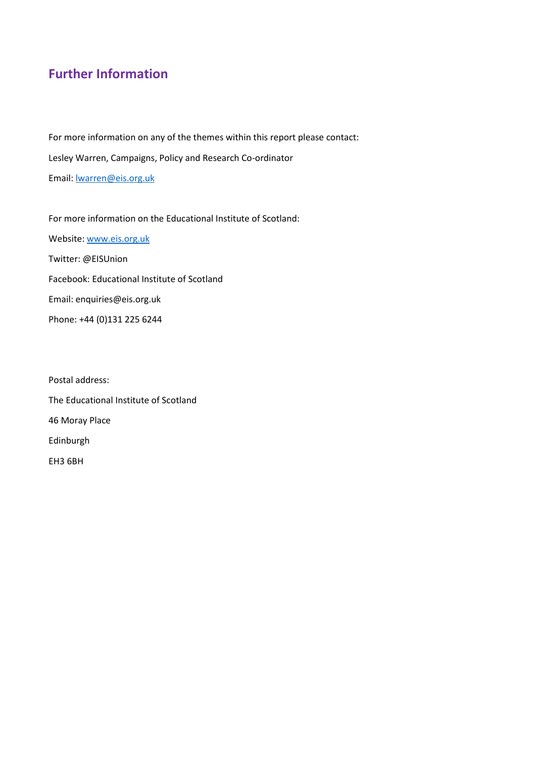## Further Information

For more information on any of the themes within this report please contact:

Lesley Warren, Campaigns, Policy and Research Co-ordinator

Email: lwarren@eis.org.uk

For more information on the Educational Institute of Scotland:

Website: www.eis.org.uk

Twitter: @EISUnion

Facebook: Educational Institute of Scotland

Email: enquiries@eis.org.uk

Phone: +44 (0)131 225 6244

Postal address:

The Educational Institute of Scotland

46 Moray Place

Edinburgh

EH3 6BH